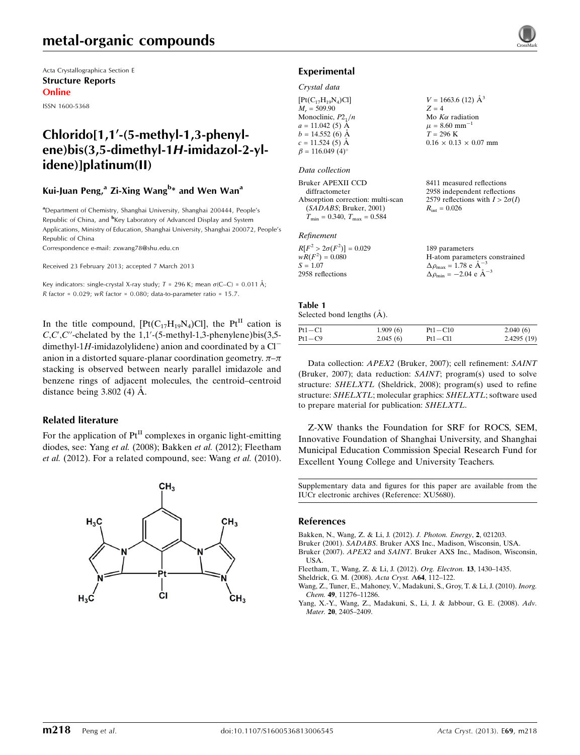Acta Crystallographica Section E

**Structure Reports Online**

ISSN 1600-5368

# Chlorido[1,1′-(5-methyl-1,3-phenylene)bis(3,5-dimethyl-1*H*-imidazol-2-ylidene)]platinum(II)

**Kui-Juan Peng,[a] Zi-Xing Wang[b]* and Wen Wan[a]**

[a]Department of Chemistry, Shanghai University, Shanghai 200444, People's Republic of China, and [b]Key Laboratory of Advanced Display and System Applications, Ministry of Education, Shanghai University, Shanghai 200072, People's Republic of China

Correspondence e-mail: zxwang78@shu.edu.cn

Received 23 February 2013; accepted 7 March 2013

Key indicators: single-crystal X-ray study; $T$ = 296 K; mean $\sigma$(C–C) = 0.011 Å; $R$ factor = 0.029; $wR$ factor = 0.080; data-to-parameter ratio = 15.7.

In the title compound, $[Pt(C_{17}H_{19}N_4)Cl]$, the $Pt^{II}$ cation is $C,C',C''$-chelated by the 1,1′-(5-methyl-1,3-phenylene)bis(3,5-dimethyl-1*H*-imidazolylidene) anion and coordinated by a $Cl^-$ anion in a distorted square-planar coordination geometry. $\pi$–$\pi$ stacking is observed between nearly parallel imidazole and benzene rings of adjacent molecules, the centroid–centroid distance being 3.802 (4) Å.

### Related literature

For the application of $Pt^{II}$ complexes in organic light-emitting diodes, see: Yang *et al.* (2008); Bakken *et al.* (2012); Fleetham *et al.* (2012). For a related compound, see: Wang *et al.* (2010).

## Experimental

### Crystal data

$[Pt(C_{17}H_{19}N_4)Cl]$
$M_r$ = 509.90
Monoclinic, $P2_1/n$
$a$ = 11.042 (5) Å
$b$ = 14.552 (6) Å
$c$ = 11.524 (5) Å
$\beta$ = 116.049 (4)°
$V$ = 1663.6 (12) Å$^3$
$Z$ = 4
Mo $K\alpha$ radiation
$\mu$ = 8.60 mm$^{-1}$
$T$ = 296 K
0.16 × 0.13 × 0.07 mm

### Data collection

Bruker APEXII CCD diffractometer
Absorption correction: multi-scan (*SADABS*; Bruker, 2001)
$T_{min}$ = 0.340, $T_{max}$ = 0.584
8411 measured reflections
2958 independent reflections
2579 reflections with $I > 2\sigma(I)$
$R_{int}$ = 0.026

### Refinement

$R[F^2 > 2\sigma(F^2)]$ = 0.029
$wR(F^2)$ = 0.080
$S$ = 1.07
2958 reflections
189 parameters
H-atom parameters constrained
$\Delta\rho_{max}$ = 1.78 e Å$^{-3}$
$\Delta\rho_{min}$ = −2.04 e Å$^{-3}$

**Table 1**
Selected bond lengths (Å).

| | | | |
|---|---|---|---|
| Pt1—C1 | 1.909 (6) | Pt1—C10 | 2.040 (6) |
| Pt1—C9 | 2.045 (6) | Pt1—Cl1 | 2.4295 (19) |

Data collection: *APEX2* (Bruker, 2007); cell refinement: *SAINT* (Bruker, 2007); data reduction: *SAINT*; program(s) used to solve structure: *SHELXTL* (Sheldrick, 2008); program(s) used to refine structure: *SHELXTL*; molecular graphics: *SHELXTL*; software used to prepare material for publication: *SHELXTL*.

Z-XW thanks the Foundation for SRF for ROCS, SEM, Innovative Foundation of Shanghai University, and Shanghai Municipal Education Commission Special Research Fund for Excellent Young College and University Teachers.

Supplementary data and figures for this paper are available from the IUCr electronic archives (Reference: XU5680).

## References

Bakken, N., Wang, Z. & Li, J. (2012). *J. Photon. Energy*, **2**, 021203.
Bruker (2001). *SADABS*. Bruker AXS Inc., Madison, Wisconsin, USA.
Bruker (2007). *APEX2* and *SAINT*. Bruker AXS Inc., Madison, Wisconsin, USA.
Fleetham, T., Wang, Z. & Li, J. (2012). *Org. Electron.* **13**, 1430–1435.
Sheldrick, G. M. (2008). *Acta Cryst.* A**64**, 112–122.
Wang, Z., Tuner, E., Mahoney, V., Madakuni, S., Groy, T. & Li, J. (2010). *Inorg. Chem.* **49**, 11276–11286.
Yang, X.-Y., Wang, Z., Madakuni, S., Li, J. & Jabbour, G. E. (2008). *Adv. Mater.* **20**, 2405–2409.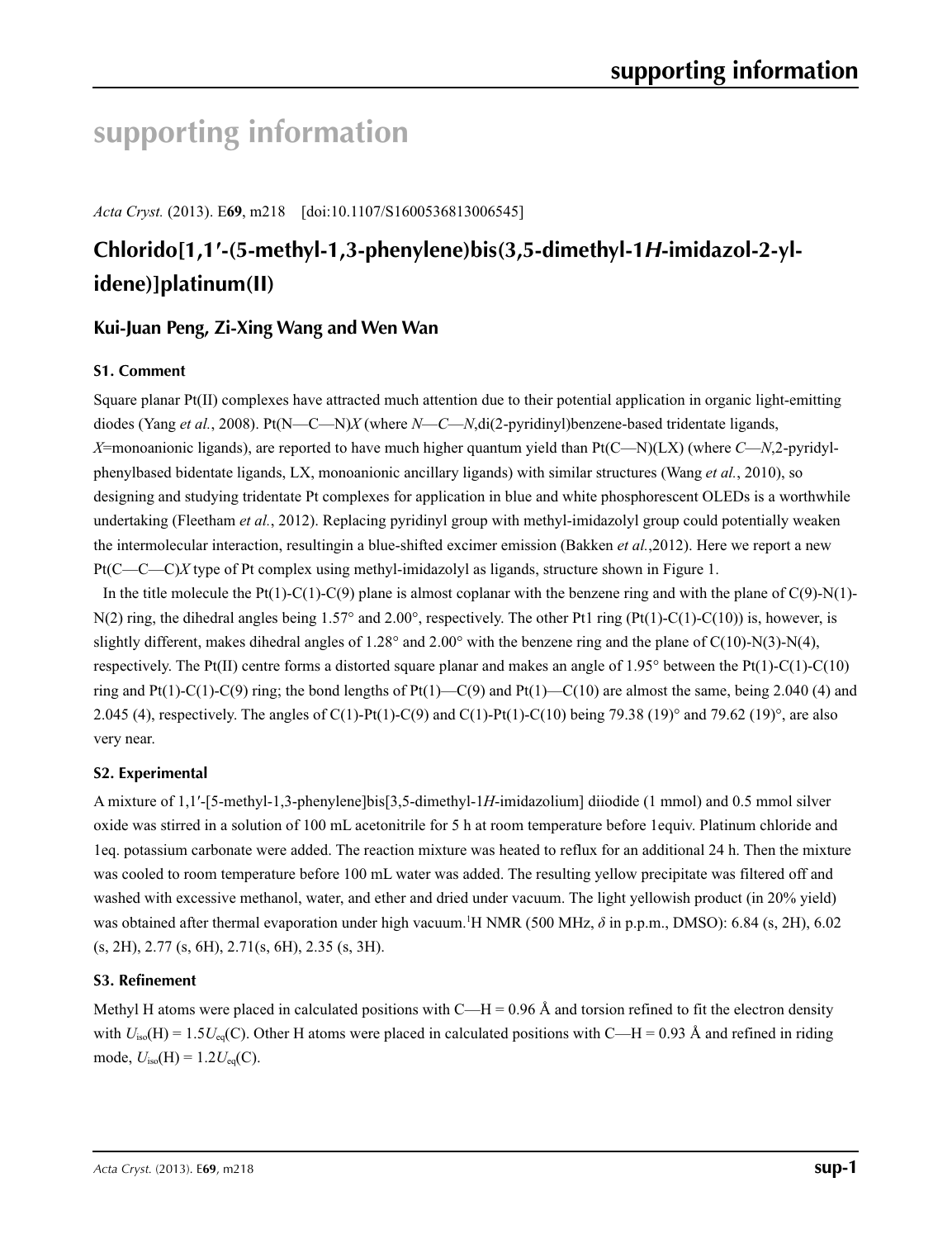# supporting information

*Acta Cryst.* (2013). E**69**, m218 [doi:10.1107/S1600536813006545]

## Chlorido[1,1′-(5-methyl-1,3-phenylene)bis(3,5-dimethyl-1*H*-imidazol-2-yl-idene)]platinum(II)

### Kui-Juan Peng, Zi-Xing Wang and Wen Wan

#### S1. Comment

Square planar Pt(II) complexes have attracted much attention due to their potential application in organic light-emitting diodes (Yang *et al.*, 2008). Pt(N—C—N)*X* (where *N—C—N*,di(2-pyridinyl)benzene-based tridentate ligands, *X*=monoanionic ligands), are reported to have much higher quantum yield than Pt(C—N)(LX) (where *C—N*,2-pyridyl-phenylbased bidentate ligands, LX, monoanionic ancillary ligands) with similar structures (Wang *et al.*, 2010), so designing and studying tridentate Pt complexes for application in blue and white phosphorescent OLEDs is a worthwhile undertaking (Fleetham *et al.*, 2012). Replacing pyridinyl group with methyl-imidazolyl group could potentially weaken the intermolecular interaction, resultingin a blue-shifted excimer emission (Bakken *et al.*,2012). Here we report a new Pt(C—C—C)*X* type of Pt complex using methyl-imidazolyl as ligands, structure shown in Figure 1.

In the title molecule the Pt(1)-C(1)-C(9) plane is almost coplanar with the benzene ring and with the plane of C(9)-N(1)-N(2) ring, the dihedral angles being 1.57° and 2.00°, respectively. The other Pt1 ring (Pt(1)-C(1)-C(10)) is, however, is slightly different, makes dihedral angles of 1.28° and 2.00° with the benzene ring and the plane of C(10)-N(3)-N(4), respectively. The Pt(II) centre forms a distorted square planar and makes an angle of 1.95° between the Pt(1)-C(1)-C(10) ring and Pt(1)-C(1)-C(9) ring; the bond lengths of Pt(1)—C(9) and Pt(1)—C(10) are almost the same, being 2.040 (4) and 2.045 (4), respectively. The angles of C(1)-Pt(1)-C(9) and C(1)-Pt(1)-C(10) being 79.38 (19)° and 79.62 (19)°, are also very near.

#### S2. Experimental

A mixture of 1,1′-[5-methyl-1,3-phenylene]bis[3,5-dimethyl-1*H*-imidazolium] diiodide (1 mmol) and 0.5 mmol silver oxide was stirred in a solution of 100 mL acetonitrile for 5 h at room temperature before 1equiv. Platinum chloride and 1eq. potassium carbonate were added. The reaction mixture was heated to reflux for an additional 24 h. Then the mixture was cooled to room temperature before 100 mL water was added. The resulting yellow precipitate was filtered off and washed with excessive methanol, water, and ether and dried under vacuum. The light yellowish product (in 20% yield) was obtained after thermal evaporation under high vacuum.$^1$H NMR (500 MHz, $\delta$ in p.p.m., DMSO): 6.84 (s, 2H), 6.02 (s, 2H), 2.77 (s, 6H), 2.71(s, 6H), 2.35 (s, 3H).

#### S3. Refinement

Methyl H atoms were placed in calculated positions with C—H = 0.96 Å and torsion refined to fit the electron density with $U_{iso}$(H) = 1.5$U_{eq}$(C). Other H atoms were placed in calculated positions with C—H = 0.93 Å and refined in riding mode, $U_{iso}$(H) = 1.2$U_{eq}$(C).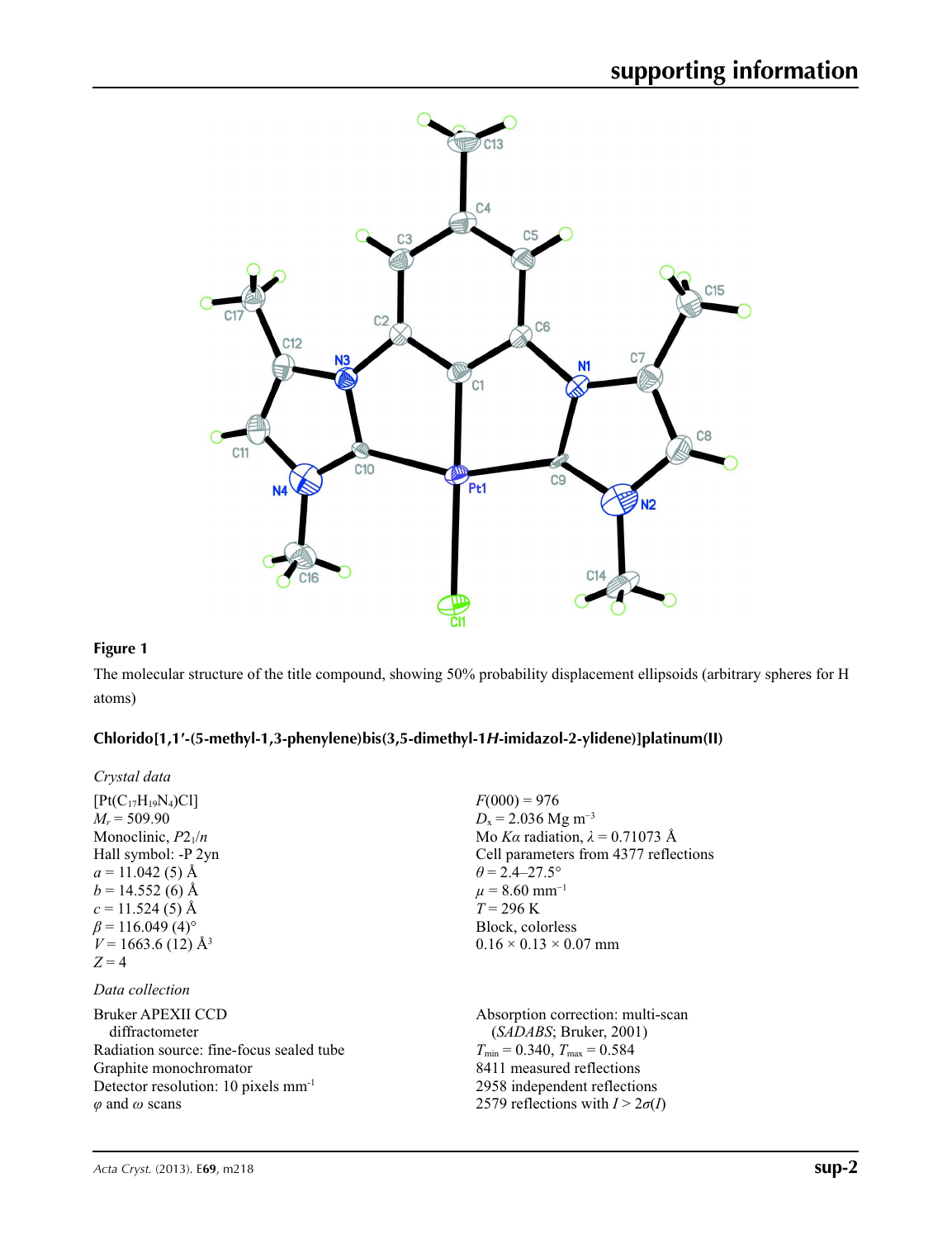**Figure 1**

The molecular structure of the title compound, showing 50% probability displacement ellipsoids (arbitrary spheres for H atoms)

**Chlorido[1,1′-(5-methyl-1,3-phenylene)bis(3,5-dimethyl-1*H*-imidazol-2-ylidene)]platinum(II)**

*Crystal data*

$[Pt(C_{17}H_{19}N_4)Cl]$
$M_r = 509.90$
Monoclinic, $P2_1/n$
Hall symbol: -P 2yn
$a = 11.042$ (5) Å
$b = 14.552$ (6) Å
$c = 11.524$ (5) Å
$\beta = 116.049$ (4)°
$V = 1663.6$ (12) Å$^3$
$Z = 4$
$F(000) = 976$
$D_x = 2.036$ Mg m$^{-3}$
Mo $K\alpha$ radiation, $\lambda = 0.71073$ Å
Cell parameters from 4377 reflections
$\theta = 2.4$–$27.5°$
$\mu = 8.60$ mm$^{-1}$
$T = 296$ K
Block, colorless
$0.16 \times 0.13 \times 0.07$ mm

*Data collection*

Bruker APEXII CCD diffractometer
Radiation source: fine-focus sealed tube
Graphite monochromator
Detector resolution: 10 pixels mm$^{-1}$
$\varphi$ and $\omega$ scans
Absorption correction: multi-scan (*SADABS*; Bruker, 2001)
$T_{min} = 0.340$, $T_{max} = 0.584$
8411 measured reflections
2958 independent reflections
2579 reflections with $I > 2\sigma(I)$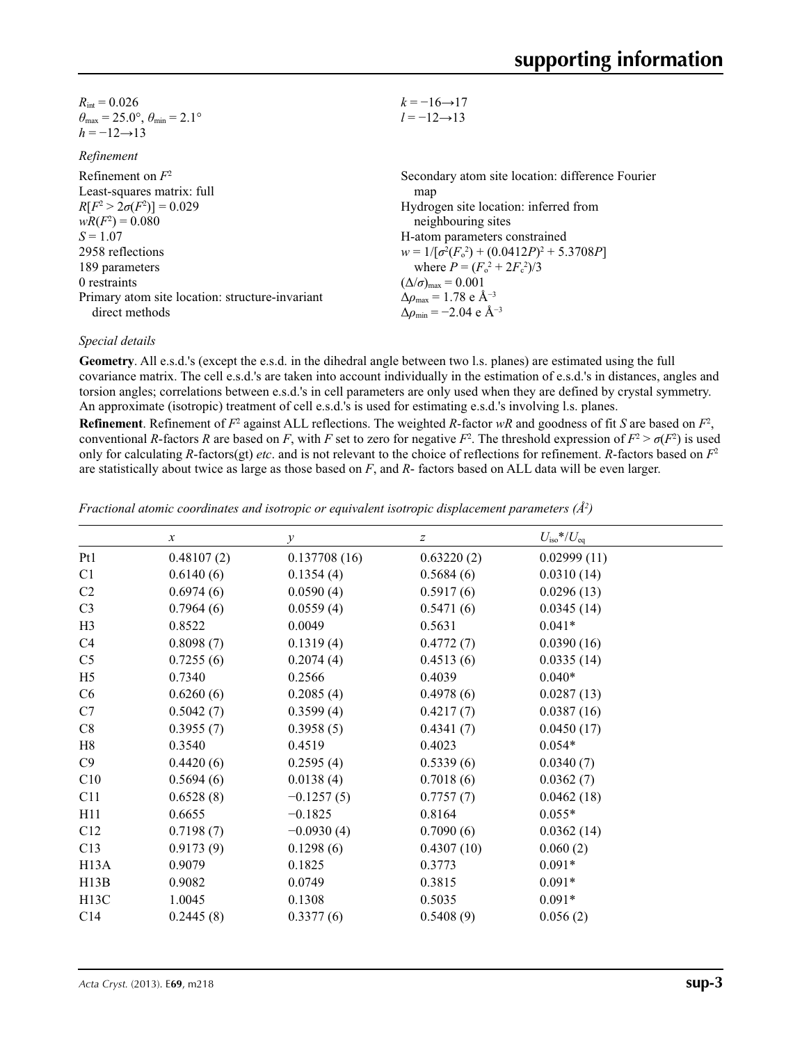$R_{int} = 0.026$
$\theta_{max} = 25.0°$, $\theta_{min} = 2.1°$
$h = -12 \rightarrow 13$
$k = -16 \rightarrow 17$
$l = -12 \rightarrow 13$

*Refinement*

Refinement on $F^2$
Least-squares matrix: full
$R[F^2 > 2\sigma(F^2)] = 0.029$
$wR(F^2) = 0.080$
$S = 1.07$
2958 reflections
189 parameters
0 restraints
Primary atom site location: structure-invariant direct methods
Secondary atom site location: difference Fourier map
Hydrogen site location: inferred from neighbouring sites
H-atom parameters constrained
$w = 1/[\sigma^2(F_o^2) + (0.0412P)^2 + 5.3708P]$ where $P = (F_o^2 + 2F_c^2)/3$
$(\Delta/\sigma)_{max} = 0.001$
$\Delta\rho_{max} = 1.78$ e Å$^{-3}$
$\Delta\rho_{min} = -2.04$ e Å$^{-3}$

*Special details*

**Geometry**. All e.s.d.'s (except the e.s.d. in the dihedral angle between two l.s. planes) are estimated using the full covariance matrix. The cell e.s.d.'s are taken into account individually in the estimation of e.s.d.'s in distances, angles and torsion angles; correlations between e.s.d.'s in cell parameters are only used when they are defined by crystal symmetry. An approximate (isotropic) treatment of cell e.s.d.'s is used for estimating e.s.d.'s involving l.s. planes.

**Refinement**. Refinement of $F^2$ against ALL reflections. The weighted $R$-factor $wR$ and goodness of fit $S$ are based on $F^2$, conventional $R$-factors $R$ are based on $F$, with $F$ set to zero for negative $F^2$. The threshold expression of $F^2 > \sigma(F^2)$ is used only for calculating $R$-factors(gt) *etc*. and is not relevant to the choice of reflections for refinement. $R$-factors based on $F^2$ are statistically about twice as large as those based on $F$, and $R$- factors based on ALL data will be even larger.

*Fractional atomic coordinates and isotropic or equivalent isotropic displacement parameters (Å$^2$)*

| | $x$ | $y$ | $z$ | $U_{iso}$*/$U_{eq}$ |
|---|---|---|---|---|
| Pt1 | 0.48107 (2) | 0.137708 (16) | 0.63220 (2) | 0.02999 (11) |
| C1 | 0.6140 (6) | 0.1354 (4) | 0.5684 (6) | 0.0310 (14) |
| C2 | 0.6974 (6) | 0.0590 (4) | 0.5917 (6) | 0.0296 (13) |
| C3 | 0.7964 (6) | 0.0559 (4) | 0.5471 (6) | 0.0345 (14) |
| H3 | 0.8522 | 0.0049 | 0.5631 | 0.041* |
| C4 | 0.8098 (7) | 0.1319 (4) | 0.4772 (7) | 0.0390 (16) |
| C5 | 0.7255 (6) | 0.2074 (4) | 0.4513 (6) | 0.0335 (14) |
| H5 | 0.7340 | 0.2566 | 0.4039 | 0.040* |
| C6 | 0.6260 (6) | 0.2085 (4) | 0.4978 (6) | 0.0287 (13) |
| C7 | 0.5042 (7) | 0.3599 (4) | 0.4217 (7) | 0.0387 (16) |
| C8 | 0.3955 (7) | 0.3958 (5) | 0.4341 (7) | 0.0450 (17) |
| H8 | 0.3540 | 0.4519 | 0.4023 | 0.054* |
| C9 | 0.4420 (6) | 0.2595 (4) | 0.5339 (6) | 0.0340 (7) |
| C10 | 0.5694 (6) | 0.0138 (4) | 0.7018 (6) | 0.0362 (7) |
| C11 | 0.6528 (8) | −0.1257 (5) | 0.7757 (7) | 0.0462 (18) |
| H11 | 0.6655 | −0.1825 | 0.8164 | 0.055* |
| C12 | 0.7198 (7) | −0.0930 (4) | 0.7090 (6) | 0.0362 (14) |
| C13 | 0.9173 (9) | 0.1298 (6) | 0.4307 (10) | 0.060 (2) |
| H13A | 0.9079 | 0.1825 | 0.3773 | 0.091* |
| H13B | 0.9082 | 0.0749 | 0.3815 | 0.091* |
| H13C | 1.0045 | 0.1308 | 0.5035 | 0.091* |
| C14 | 0.2445 (8) | 0.3377 (6) | 0.5408 (9) | 0.056 (2) |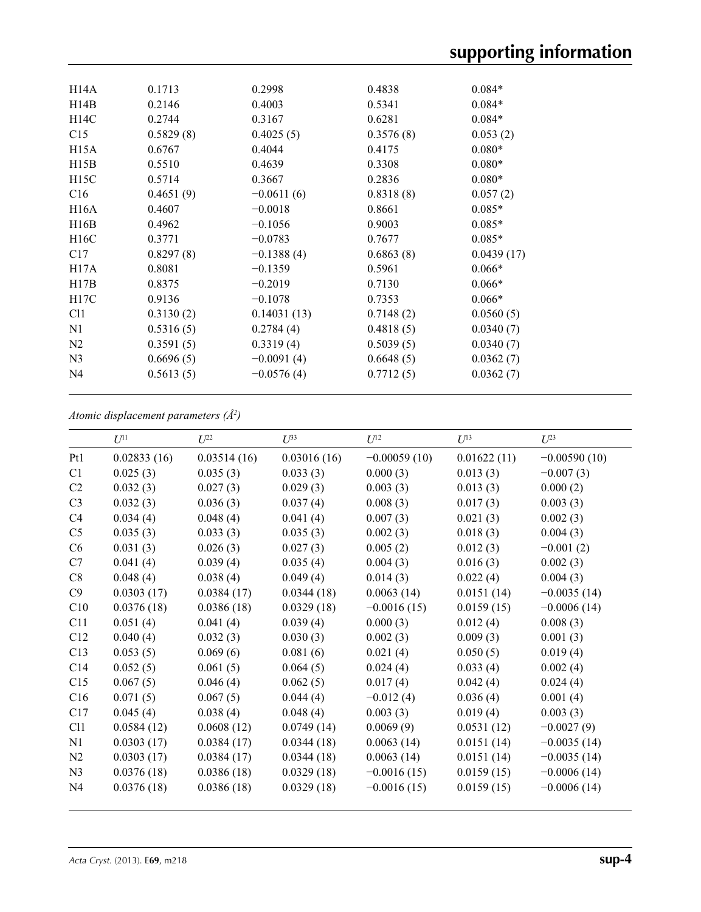| | | | | |
|---|---|---|---|---|
| H14A | 0.1713 | 0.2998 | 0.4838 | 0.084* |
| H14B | 0.2146 | 0.4003 | 0.5341 | 0.084* |
| H14C | 0.2744 | 0.3167 | 0.6281 | 0.084* |
| C15 | 0.5829 (8) | 0.4025 (5) | 0.3576 (8) | 0.053 (2) |
| H15A | 0.6767 | 0.4044 | 0.4175 | 0.080* |
| H15B | 0.5510 | 0.4639 | 0.3308 | 0.080* |
| H15C | 0.5714 | 0.3667 | 0.2836 | 0.080* |
| C16 | 0.4651 (9) | −0.0611 (6) | 0.8318 (8) | 0.057 (2) |
| H16A | 0.4607 | −0.0018 | 0.8661 | 0.085* |
| H16B | 0.4962 | −0.1056 | 0.9003 | 0.085* |
| H16C | 0.3771 | −0.0783 | 0.7677 | 0.085* |
| C17 | 0.8297 (8) | −0.1388 (4) | 0.6863 (8) | 0.0439 (17) |
| H17A | 0.8081 | −0.1359 | 0.5961 | 0.066* |
| H17B | 0.8375 | −0.2019 | 0.7130 | 0.066* |
| H17C | 0.9136 | −0.1078 | 0.7353 | 0.066* |
| Cl1 | 0.3130 (2) | 0.14031 (13) | 0.7148 (2) | 0.0560 (5) |
| N1 | 0.5316 (5) | 0.2784 (4) | 0.4818 (5) | 0.0340 (7) |
| N2 | 0.3591 (5) | 0.3319 (4) | 0.5039 (5) | 0.0340 (7) |
| N3 | 0.6696 (5) | −0.0091 (4) | 0.6648 (5) | 0.0362 (7) |
| N4 | 0.5613 (5) | −0.0576 (4) | 0.7712 (5) | 0.0362 (7) |

*Atomic displacement parameters (Å$^2$)*

| | $U^{11}$ | $U^{22}$ | $U^{33}$ | $U^{12}$ | $U^{13}$ | $U^{23}$ |
|---|---|---|---|---|---|---|
| Pt1 | 0.02833 (16) | 0.03514 (16) | 0.03016 (16) | −0.00059 (10) | 0.01622 (11) | −0.00590 (10) |
| C1 | 0.025 (3) | 0.035 (3) | 0.033 (3) | 0.000 (3) | 0.013 (3) | −0.007 (3) |
| C2 | 0.032 (3) | 0.027 (3) | 0.029 (3) | 0.003 (3) | 0.013 (3) | 0.000 (2) |
| C3 | 0.032 (3) | 0.036 (3) | 0.037 (4) | 0.008 (3) | 0.017 (3) | 0.003 (3) |
| C4 | 0.034 (4) | 0.048 (4) | 0.041 (4) | 0.007 (3) | 0.021 (3) | 0.002 (3) |
| C5 | 0.035 (3) | 0.033 (3) | 0.035 (3) | 0.002 (3) | 0.018 (3) | 0.004 (3) |
| C6 | 0.031 (3) | 0.026 (3) | 0.027 (3) | 0.005 (2) | 0.012 (3) | −0.001 (2) |
| C7 | 0.041 (4) | 0.039 (4) | 0.035 (4) | 0.004 (3) | 0.016 (3) | 0.002 (3) |
| C8 | 0.048 (4) | 0.038 (4) | 0.049 (4) | 0.014 (3) | 0.022 (4) | 0.004 (3) |
| C9 | 0.0303 (17) | 0.0384 (17) | 0.0344 (18) | 0.0063 (14) | 0.0151 (14) | −0.0035 (14) |
| C10 | 0.0376 (18) | 0.0386 (18) | 0.0329 (18) | −0.0016 (15) | 0.0159 (15) | −0.0006 (14) |
| C11 | 0.051 (4) | 0.041 (4) | 0.039 (4) | 0.000 (3) | 0.012 (4) | 0.008 (3) |
| C12 | 0.040 (4) | 0.032 (3) | 0.030 (3) | 0.002 (3) | 0.009 (3) | 0.001 (3) |
| C13 | 0.053 (5) | 0.069 (6) | 0.081 (6) | 0.021 (4) | 0.050 (5) | 0.019 (4) |
| C14 | 0.052 (5) | 0.061 (5) | 0.064 (5) | 0.024 (4) | 0.033 (4) | 0.002 (4) |
| C15 | 0.067 (5) | 0.046 (4) | 0.062 (5) | 0.017 (4) | 0.042 (4) | 0.024 (4) |
| C16 | 0.071 (5) | 0.067 (5) | 0.044 (4) | −0.012 (4) | 0.036 (4) | 0.001 (4) |
| C17 | 0.045 (4) | 0.038 (4) | 0.048 (4) | 0.003 (3) | 0.019 (4) | 0.003 (3) |
| Cl1 | 0.0584 (12) | 0.0608 (12) | 0.0749 (14) | 0.0069 (9) | 0.0531 (12) | −0.0027 (9) |
| N1 | 0.0303 (17) | 0.0384 (17) | 0.0344 (18) | 0.0063 (14) | 0.0151 (14) | −0.0035 (14) |
| N2 | 0.0303 (17) | 0.0384 (17) | 0.0344 (18) | 0.0063 (14) | 0.0151 (14) | −0.0035 (14) |
| N3 | 0.0376 (18) | 0.0386 (18) | 0.0329 (18) | −0.0016 (15) | 0.0159 (15) | −0.0006 (14) |
| N4 | 0.0376 (18) | 0.0386 (18) | 0.0329 (18) | −0.0016 (15) | 0.0159 (15) | −0.0006 (14) |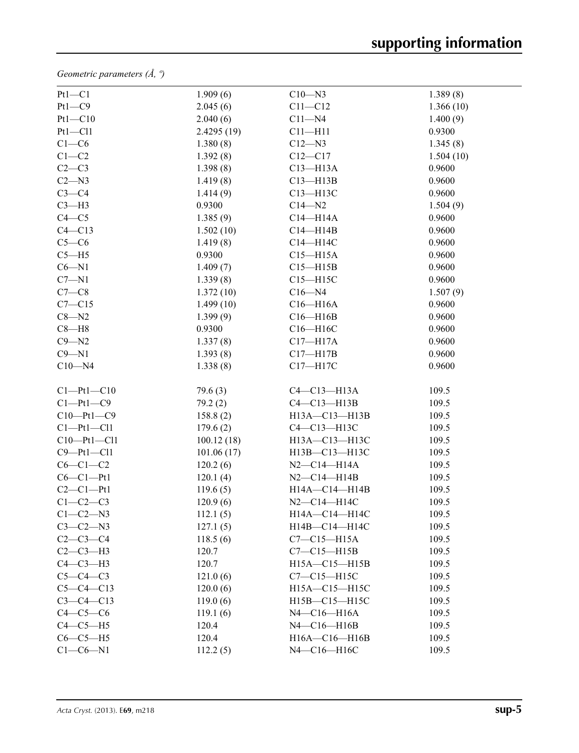*Geometric parameters (Å, º)*

| | | | |
|---|---|---|---|
| Pt1—C1 | 1.909 (6) | C10—N3 | 1.389 (8) |
| Pt1—C9 | 2.045 (6) | C11—C12 | 1.366 (10) |
| Pt1—C10 | 2.040 (6) | C11—N4 | 1.400 (9) |
| Pt1—Cl1 | 2.4295 (19) | C11—H11 | 0.9300 |
| C1—C6 | 1.380 (8) | C12—N3 | 1.345 (8) |
| C1—C2 | 1.392 (8) | C12—C17 | 1.504 (10) |
| C2—C3 | 1.398 (8) | C13—H13A | 0.9600 |
| C2—N3 | 1.419 (8) | C13—H13B | 0.9600 |
| C3—C4 | 1.414 (9) | C13—H13C | 0.9600 |
| C3—H3 | 0.9300 | C14—N2 | 1.504 (9) |
| C4—C5 | 1.385 (9) | C14—H14A | 0.9600 |
| C4—C13 | 1.502 (10) | C14—H14B | 0.9600 |
| C5—C6 | 1.419 (8) | C14—H14C | 0.9600 |
| C5—H5 | 0.9300 | C15—H15A | 0.9600 |
| C6—N1 | 1.409 (7) | C15—H15B | 0.9600 |
| C7—N1 | 1.339 (8) | C15—H15C | 0.9600 |
| C7—C8 | 1.372 (10) | C16—N4 | 1.507 (9) |
| C7—C15 | 1.499 (10) | C16—H16A | 0.9600 |
| C8—N2 | 1.399 (9) | C16—H16B | 0.9600 |
| C8—H8 | 0.9300 | C16—H16C | 0.9600 |
| C9—N2 | 1.337 (8) | C17—H17A | 0.9600 |
| C9—N1 | 1.393 (8) | C17—H17B | 0.9600 |
| C10—N4 | 1.338 (8) | C17—H17C | 0.9600 |
| | | | |
| C1—Pt1—C10 | 79.6 (3) | C4—C13—H13A | 109.5 |
| C1—Pt1—C9 | 79.2 (2) | C4—C13—H13B | 109.5 |
| C10—Pt1—C9 | 158.8 (2) | H13A—C13—H13B | 109.5 |
| C1—Pt1—Cl1 | 179.6 (2) | C4—C13—H13C | 109.5 |
| C10—Pt1—Cl1 | 100.12 (18) | H13A—C13—H13C | 109.5 |
| C9—Pt1—Cl1 | 101.06 (17) | H13B—C13—H13C | 109.5 |
| C6—C1—C2 | 120.2 (6) | N2—C14—H14A | 109.5 |
| C6—C1—Pt1 | 120.1 (4) | N2—C14—H14B | 109.5 |
| C2—C1—Pt1 | 119.6 (5) | H14A—C14—H14B | 109.5 |
| C1—C2—C3 | 120.9 (6) | N2—C14—H14C | 109.5 |
| C1—C2—N3 | 112.1 (5) | H14A—C14—H14C | 109.5 |
| C3—C2—N3 | 127.1 (5) | H14B—C14—H14C | 109.5 |
| C2—C3—C4 | 118.5 (6) | C7—C15—H15A | 109.5 |
| C2—C3—H3 | 120.7 | C7—C15—H15B | 109.5 |
| C4—C3—H3 | 120.7 | H15A—C15—H15B | 109.5 |
| C5—C4—C3 | 121.0 (6) | C7—C15—H15C | 109.5 |
| C5—C4—C13 | 120.0 (6) | H15A—C15—H15C | 109.5 |
| C3—C4—C13 | 119.0 (6) | H15B—C15—H15C | 109.5 |
| C4—C5—C6 | 119.1 (6) | N4—C16—H16A | 109.5 |
| C4—C5—H5 | 120.4 | N4—C16—H16B | 109.5 |
| C6—C5—H5 | 120.4 | H16A—C16—H16B | 109.5 |
| C1—C6—N1 | 112.2 (5) | N4—C16—H16C | 109.5 |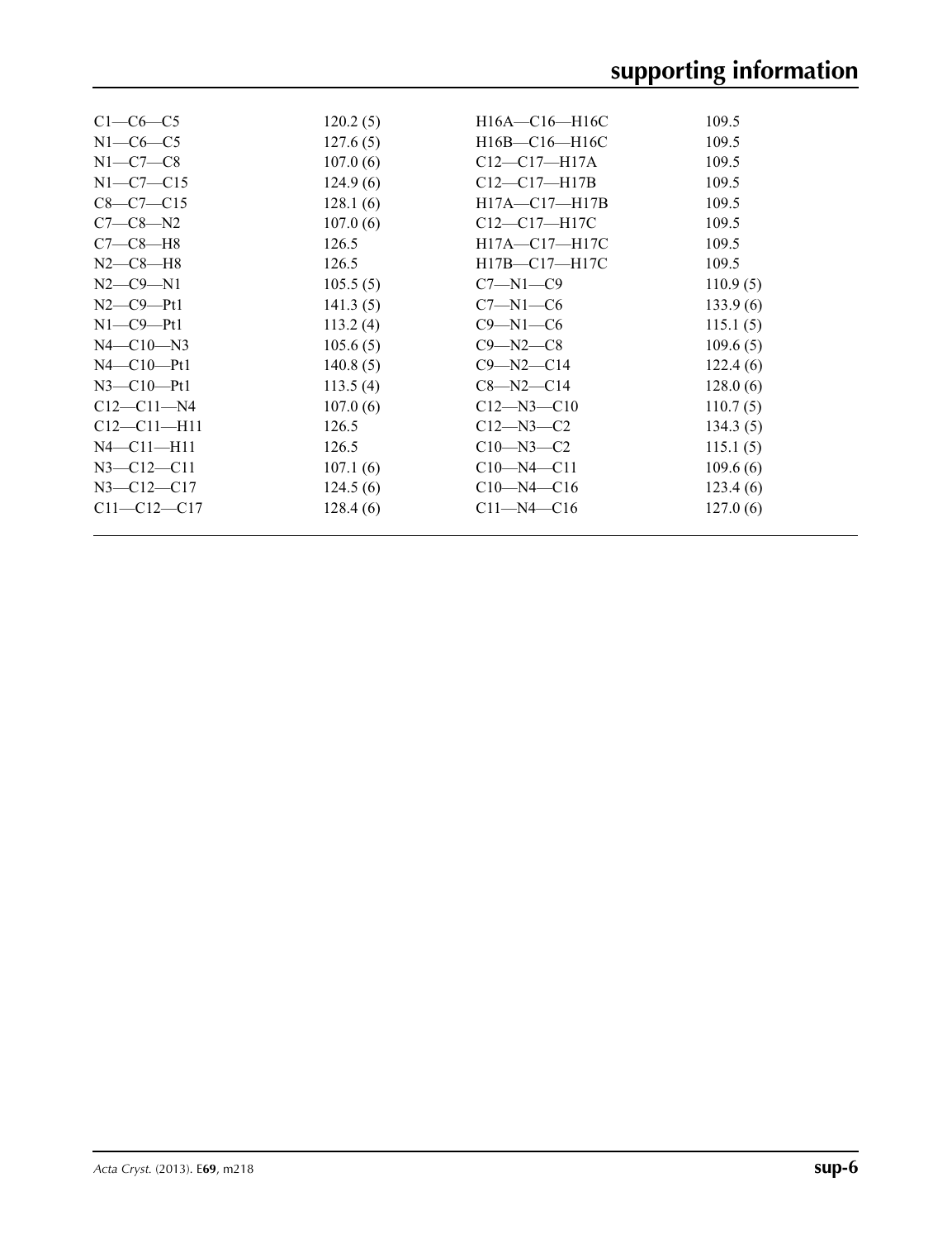| | | | |
|---|---|---|---|
| C1—C6—C5 | 120.2 (5) | H16A—C16—H16C | 109.5 |
| N1—C6—C5 | 127.6 (5) | H16B—C16—H16C | 109.5 |
| N1—C7—C8 | 107.0 (6) | C12—C17—H17A | 109.5 |
| N1—C7—C15 | 124.9 (6) | C12—C17—H17B | 109.5 |
| C8—C7—C15 | 128.1 (6) | H17A—C17—H17B | 109.5 |
| C7—C8—N2 | 107.0 (6) | C12—C17—H17C | 109.5 |
| C7—C8—H8 | 126.5 | H17A—C17—H17C | 109.5 |
| N2—C8—H8 | 126.5 | H17B—C17—H17C | 109.5 |
| N2—C9—N1 | 105.5 (5) | C7—N1—C9 | 110.9 (5) |
| N2—C9—Pt1 | 141.3 (5) | C7—N1—C6 | 133.9 (6) |
| N1—C9—Pt1 | 113.2 (4) | C9—N1—C6 | 115.1 (5) |
| N4—C10—N3 | 105.6 (5) | C9—N2—C8 | 109.6 (5) |
| N4—C10—Pt1 | 140.8 (5) | C9—N2—C14 | 122.4 (6) |
| N3—C10—Pt1 | 113.5 (4) | C8—N2—C14 | 128.0 (6) |
| C12—C11—N4 | 107.0 (6) | C12—N3—C10 | 110.7 (5) |
| C12—C11—H11 | 126.5 | C12—N3—C2 | 134.3 (5) |
| N4—C11—H11 | 126.5 | C10—N3—C2 | 115.1 (5) |
| N3—C12—C11 | 107.1 (6) | C10—N4—C11 | 109.6 (6) |
| N3—C12—C17 | 124.5 (6) | C10—N4—C16 | 123.4 (6) |
| C11—C12—C17 | 128.4 (6) | C11—N4—C16 | 127.0 (6) |